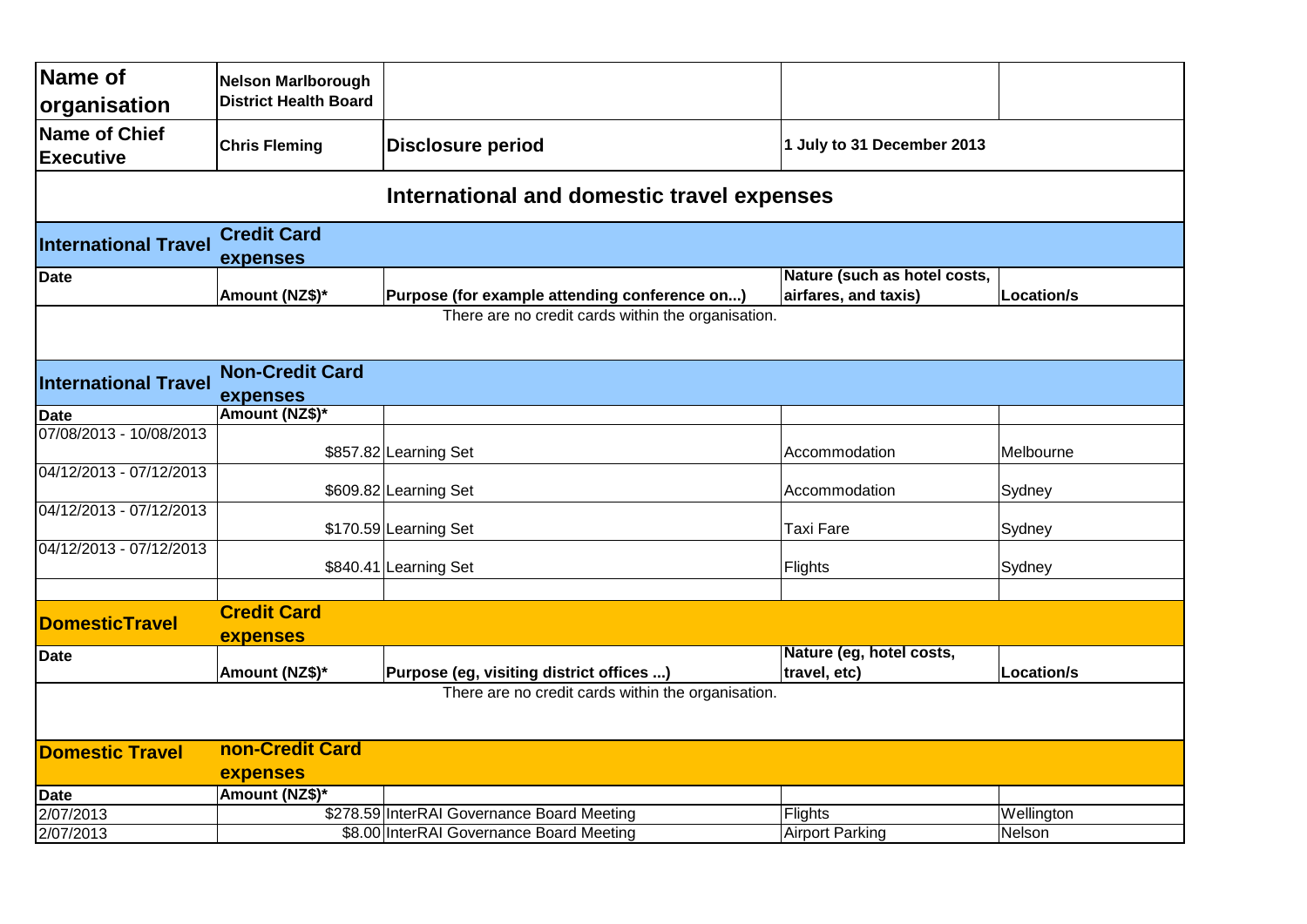| Name of organisation | Nelson Marlborough District Health Board | | | |
|---|---|---|---|---|
| **Name of Chief Executive** | **Chris Fleming** | **Disclosure period** | **1 July to 31 December 2013** | |

## International and domestic travel expenses

| **International Travel** | **Credit Card expenses** | | | |
|---|---|---|---|---|
| **Date** | **Amount (NZ$)*** | **Purpose (for example attending conference on...)** | **Nature (such as hotel costs, airfares, and taxis)** | **Location/s** |
| There are no credit cards within the organisation. | | | | |

| **International Travel** | **Non-Credit Card expenses** | | | |
|---|---|---|---|---|
| **Date** | **Amount (NZ$)*** | | | |
| 07/08/2013 - 10/08/2013 | $857.82 | Learning Set | Accommodation | Melbourne |
| 04/12/2013 - 07/12/2013 | $609.82 | Learning Set | Accommodation | Sydney |
| 04/12/2013 - 07/12/2013 | $170.59 | Learning Set | Taxi Fare | Sydney |
| 04/12/2013 - 07/12/2013 | $840.41 | Learning Set | Flights | Sydney |

| **DomesticTravel** | **Credit Card expenses** | | | |
|---|---|---|---|---|
| **Date** | **Amount (NZ$)*** | **Purpose (eg, visiting district offices ...)** | **Nature (eg, hotel costs, travel, etc)** | **Location/s** |
| There are no credit cards within the organisation. | | | | |

| **Domestic Travel** | **non-Credit Card expenses** | | | |
|---|---|---|---|---|
| **Date** | **Amount (NZ$)*** | | | |
| 2/07/2013 | $278.59 | InterRAI Governance Board Meeting | Flights | Wellington |
| 2/07/2013 | $8.00 | InterRAI Governance Board Meeting | Airport Parking | Nelson |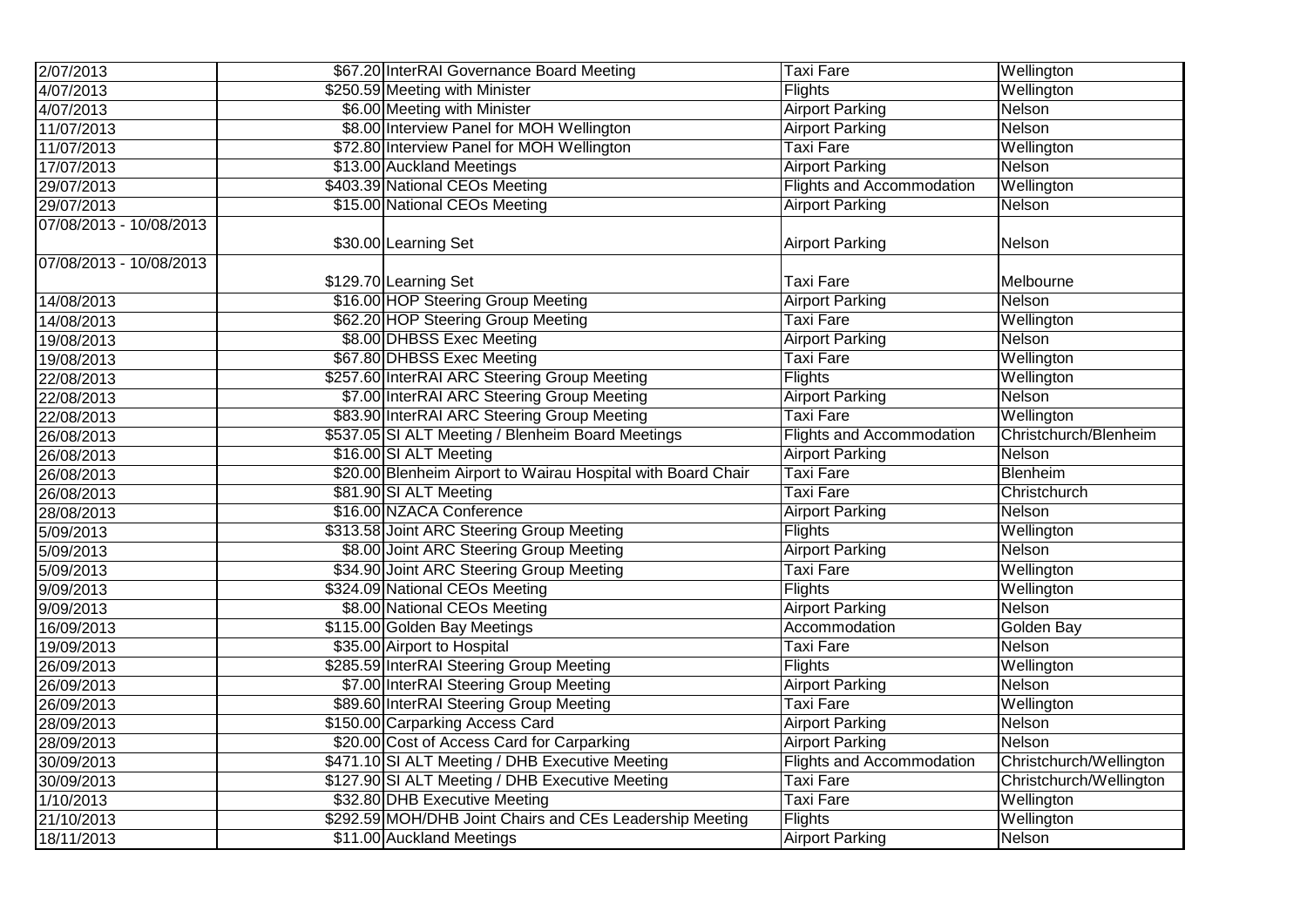| 2/07/2013 | $67.20 | InterRAI Governance Board Meeting | Taxi Fare | Wellington |
|---|---|---|---|---|
| 4/07/2013 | $250.59 | Meeting with Minister | Flights | Wellington |
| 4/07/2013 | $6.00 | Meeting with Minister | Airport Parking | Nelson |
| 11/07/2013 | $8.00 | Interview Panel for MOH Wellington | Airport Parking | Nelson |
| 11/07/2013 | $72.80 | Interview Panel for MOH Wellington | Taxi Fare | Wellington |
| 17/07/2013 | $13.00 | Auckland Meetings | Airport Parking | Nelson |
| 29/07/2013 | $403.39 | National CEOs Meeting | Flights and Accommodation | Wellington |
| 29/07/2013 | $15.00 | National CEOs Meeting | Airport Parking | Nelson |
| 07/08/2013 - 10/08/2013 | $30.00 | Learning Set | Airport Parking | Nelson |
| 07/08/2013 - 10/08/2013 | $129.70 | Learning Set | Taxi Fare | Melbourne |
| 14/08/2013 | $16.00 | HOP Steering Group Meeting | Airport Parking | Nelson |
| 14/08/2013 | $62.20 | HOP Steering Group Meeting | Taxi Fare | Wellington |
| 19/08/2013 | $8.00 | DHBSS Exec Meeting | Airport Parking | Nelson |
| 19/08/2013 | $67.80 | DHBSS Exec Meeting | Taxi Fare | Wellington |
| 22/08/2013 | $257.60 | InterRAI ARC Steering Group Meeting | Flights | Wellington |
| 22/08/2013 | $7.00 | InterRAI ARC Steering Group Meeting | Airport Parking | Nelson |
| 22/08/2013 | $83.90 | InterRAI ARC Steering Group Meeting | Taxi Fare | Wellington |
| 26/08/2013 | $537.05 | SI ALT Meeting / Blenheim Board Meetings | Flights and Accommodation | Christchurch/Blenheim |
| 26/08/2013 | $16.00 | SI ALT Meeting | Airport Parking | Nelson |
| 26/08/2013 | $20.00 | Blenheim Airport to Wairau Hospital with Board Chair | Taxi Fare | Blenheim |
| 26/08/2013 | $81.90 | SI ALT Meeting | Taxi Fare | Christchurch |
| 28/08/2013 | $16.00 | NZACA Conference | Airport Parking | Nelson |
| 5/09/2013 | $313.58 | Joint ARC Steering Group Meeting | Flights | Wellington |
| 5/09/2013 | $8.00 | Joint ARC Steering Group Meeting | Airport Parking | Nelson |
| 5/09/2013 | $34.90 | Joint ARC Steering Group Meeting | Taxi Fare | Wellington |
| 9/09/2013 | $324.09 | National CEOs Meeting | Flights | Wellington |
| 9/09/2013 | $8.00 | National CEOs Meeting | Airport Parking | Nelson |
| 16/09/2013 | $115.00 | Golden Bay Meetings | Accommodation | Golden Bay |
| 19/09/2013 | $35.00 | Airport to Hospital | Taxi Fare | Nelson |
| 26/09/2013 | $285.59 | InterRAI Steering Group Meeting | Flights | Wellington |
| 26/09/2013 | $7.00 | InterRAI Steering Group Meeting | Airport Parking | Nelson |
| 26/09/2013 | $89.60 | InterRAI Steering Group Meeting | Taxi Fare | Wellington |
| 28/09/2013 | $150.00 | Carparking Access Card | Airport Parking | Nelson |
| 28/09/2013 | $20.00 | Cost of Access Card for Carparking | Airport Parking | Nelson |
| 30/09/2013 | $471.10 | SI ALT Meeting / DHB Executive Meeting | Flights and Accommodation | Christchurch/Wellington |
| 30/09/2013 | $127.90 | SI ALT Meeting / DHB Executive Meeting | Taxi Fare | Christchurch/Wellington |
| 1/10/2013 | $32.80 | DHB Executive Meeting | Taxi Fare | Wellington |
| 21/10/2013 | $292.59 | MOH/DHB Joint Chairs and CEs Leadership Meeting | Flights | Wellington |
| 18/11/2013 | $11.00 | Auckland Meetings | Airport Parking | Nelson |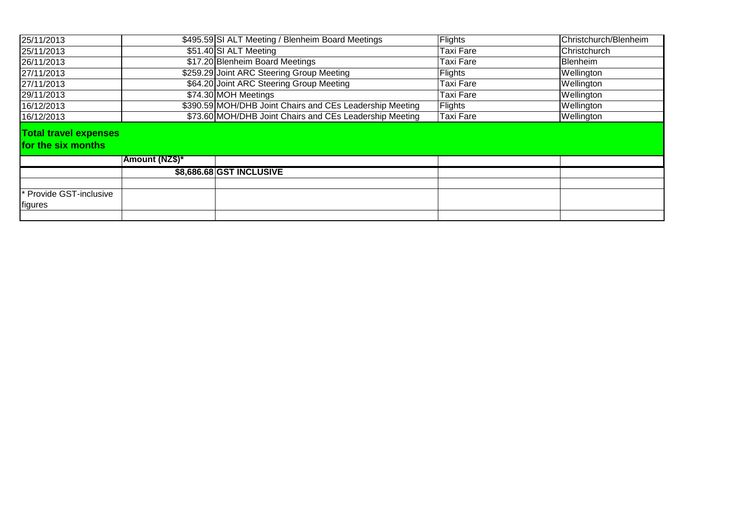| | | | | |
|---|---|---|---|---|
| 25/11/2013 | $495.59 | SI ALT Meeting / Blenheim Board Meetings | Flights | Christchurch/Blenheim |
| 25/11/2013 | $51.40 | SI ALT Meeting | Taxi Fare | Christchurch |
| 26/11/2013 | $17.20 | Blenheim Board Meetings | Taxi Fare | Blenheim |
| 27/11/2013 | $259.29 | Joint ARC Steering Group Meeting | Flights | Wellington |
| 27/11/2013 | $64.20 | Joint ARC Steering Group Meeting | Taxi Fare | Wellington |
| 29/11/2013 | $74.30 | MOH Meetings | Taxi Fare | Wellington |
| 16/12/2013 | $390.59 | MOH/DHB Joint Chairs and CEs Leadership Meeting | Flights | Wellington |
| 16/12/2013 | $73.60 | MOH/DHB Joint Chairs and CEs Leadership Meeting | Taxi Fare | Wellington |

**Total travel expenses for the six months**

| | | | | |
|---|---|---|---|---|
| | **Amount (NZ$)*** | | | |
| | **$8,686.68** | **GST INCLUSIVE** | | |
| | | | | |
| * Provide GST-inclusive figures | | | | |
| | | | | |